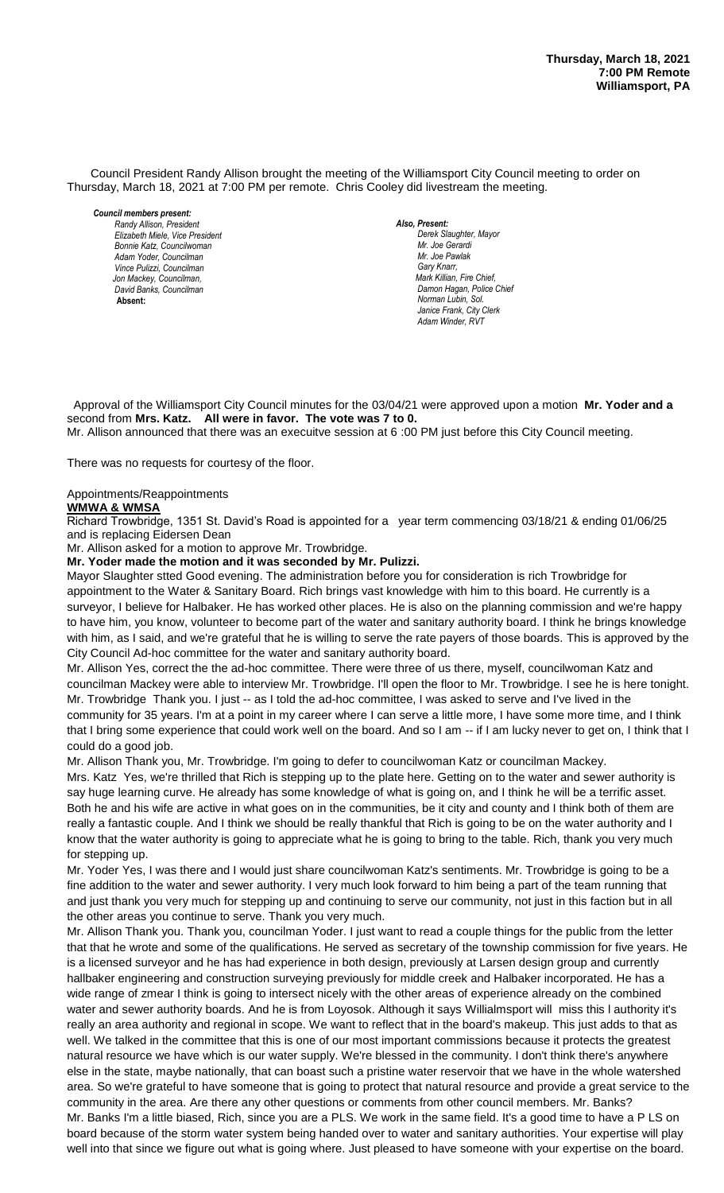**Thursday, March 18, 2021**
**7:00 PM Remote**
**Williamsport, PA**

Council President Randy Allison brought the meeting of the Williamsport City Council meeting to order on Thursday, March 18, 2021 at 7:00 PM per remote. Chris Cooley did livestream the meeting.

***Council members present:***
*Randy Allison, President*
*Elizabeth Miele, Vice President*
*Bonnie Katz, Councilwoman*
*Adam Yoder, Councilman*
*Vince Pulizzi, Councilman*
*Jon Mackey, Councilman,*
*David Banks, Councilman*
**Absent:**

***Also, Present:***
*Derek Slaughter, Mayor*
*Mr. Joe Gerardi*
*Mr. Joe Pawlak*
*Gary Knarr,*
*Mark Killian, Fire Chief,*
*Damon Hagan, Police Chief*
*Norman Lubin, Sol.*
*Janice Frank, City Clerk*
*Adam Winder, RVT*

Approval of the Williamsport City Council minutes for the 03/04/21 were approved upon a motion **Mr. Yoder and a** second from **Mrs. Katz. All were in favor. The vote was 7 to 0.**
Mr. Allison announced that there was an execuitve session at 6 :00 PM just before this City Council meeting.

There was no requests for courtesy of the floor.

Appointments/Reappointments
**WMWA & WMSA**
Richard Trowbridge, 1351 St. David's Road is appointed for a year term commencing 03/18/21 & ending 01/06/25 and is replacing Eidersen Dean
Mr. Allison asked for a motion to approve Mr. Trowbridge.
**Mr. Yoder made the motion and it was seconded by Mr. Pulizzi.**
Mayor Slaughter stted Good evening. The administration before you for consideration is rich Trowbridge for appointment to the Water & Sanitary Board. Rich brings vast knowledge with him to this board. He currently is a surveyor, I believe for Halbaker. He has worked other places. He is also on the planning commission and we're happy to have him, you know, volunteer to become part of the water and sanitary authority board. I think he brings knowledge with him, as I said, and we're grateful that he is willing to serve the rate payers of those boards. This is approved by the City Council Ad-hoc committee for the water and sanitary authority board.
Mr. Allison Yes, correct the the ad-hoc committee. There were three of us there, myself, councilwoman Katz and councilman Mackey were able to interview Mr. Trowbridge. I'll open the floor to Mr. Trowbridge. I see he is here tonight.
Mr. Trowbridge Thank you. I just -- as I told the ad-hoc committee, I was asked to serve and I've lived in the community for 35 years. I'm at a point in my career where I can serve a little more, I have some more time, and I think that I bring some experience that could work well on the board. And so I am -- if I am lucky never to get on, I think that I could do a good job.
Mr. Allison Thank you, Mr. Trowbridge. I'm going to defer to councilwoman Katz or councilman Mackey.
Mrs. Katz Yes, we're thrilled that Rich is stepping up to the plate here. Getting on to the water and sewer authority is say huge learning curve. He already has some knowledge of what is going on, and I think he will be a terrific asset. Both he and his wife are active in what goes on in the communities, be it city and county and I think both of them are really a fantastic couple. And I think we should be really thankful that Rich is going to be on the water authority and I know that the water authority is going to appreciate what he is going to bring to the table. Rich, thank you very much for stepping up.
Mr. Yoder Yes, I was there and I would just share councilwoman Katz's sentiments. Mr. Trowbridge is going to be a fine addition to the water and sewer authority. I very much look forward to him being a part of the team running that and just thank you very much for stepping up and continuing to serve our community, not just in this faction but in all the other areas you continue to serve. Thank you very much.
Mr. Allison Thank you. Thank you, councilman Yoder. I just want to read a couple things for the public from the letter that that he wrote and some of the qualifications. He served as secretary of the township commission for five years. He is a licensed surveyor and he has had experience in both design, previously at Larsen design group and currently hallbaker engineering and construction surveying previously for middle creek and Halbaker incorporated. He has a wide range of zmear I think is going to intersect nicely with the other areas of experience already on the combined water and sewer authority boards. And he is from Loyosok. Although it says Willialmsport will miss this l authority it's really an area authority and regional in scope. We want to reflect that in the board's makeup. This just adds to that as well. We talked in the committee that this is one of our most important commissions because it protects the greatest natural resource we have which is our water supply. We're blessed in the community. I don't think there's anywhere else in the state, maybe nationally, that can boast such a pristine water reservoir that we have in the whole watershed area. So we're grateful to have someone that is going to protect that natural resource and provide a great service to the community in the area. Are there any other questions or comments from other council members. Mr. Banks?
Mr. Banks I'm a little biased, Rich, since you are a PLS. We work in the same field. It's a good time to have a P LS on board because of the storm water system being handed over to water and sanitary authorities. Your expertise will play well into that since we figure out what is going where. Just pleased to have someone with your expertise on the board.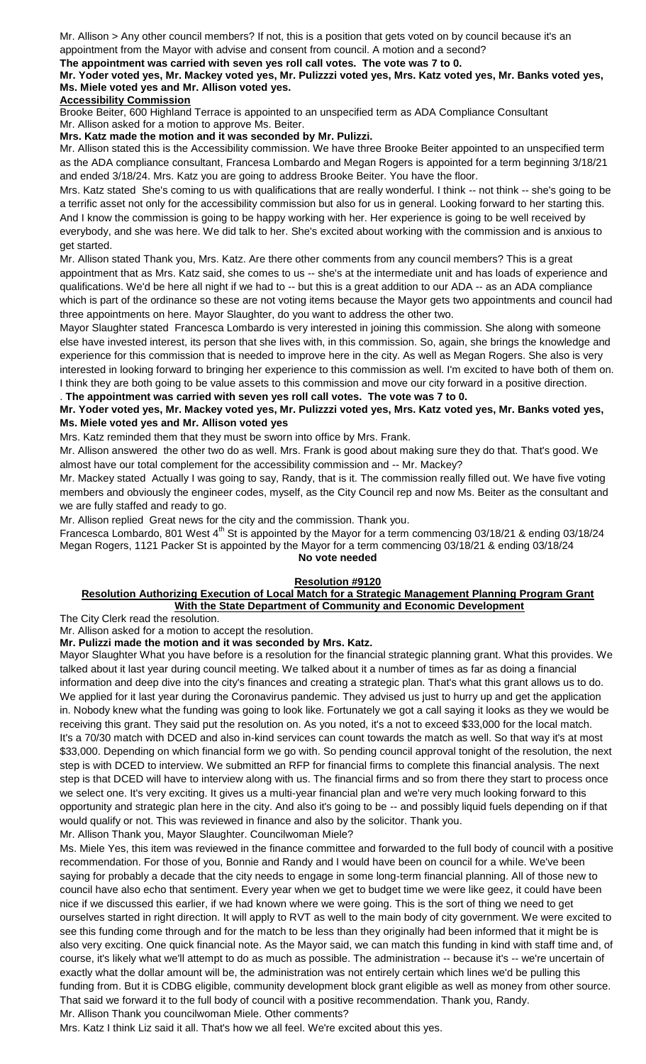Mr. Allison > Any other council members? If not, this is a position that gets voted on by council because it's an appointment from the Mayor with advise and consent from council. A motion and a second?

**The appointment was carried with seven yes roll call votes. The vote was 7 to 0.**

**Mr. Yoder voted yes, Mr. Mackey voted yes, Mr. Pulizzzi voted yes, Mrs. Katz voted yes, Mr. Banks voted yes, Ms. Miele voted yes and Mr. Allison voted yes.**

**Accessibility Commission**

Brooke Beiter, 600 Highland Terrace is appointed to an unspecified term as ADA Compliance Consultant

Mr. Allison asked for a motion to approve Ms. Beiter.

**Mrs. Katz made the motion and it was seconded by Mr. Pulizzi.**

Mr. Allison stated this is the Accessibility commission. We have three Brooke Beiter appointed to an unspecified term as the ADA compliance consultant, Francesa Lombardo and Megan Rogers is appointed for a term beginning 3/18/21 and ended 3/18/24. Mrs. Katz you are going to address Brooke Beiter. You have the floor.

Mrs. Katz stated She's coming to us with qualifications that are really wonderful. I think -- not think -- she's going to be a terrific asset not only for the accessibility commission but also for us in general. Looking forward to her starting this. And I know the commission is going to be happy working with her. Her experience is going to be well received by everybody, and she was here. We did talk to her. She's excited about working with the commission and is anxious to get started.

Mr. Allison stated Thank you, Mrs. Katz. Are there other comments from any council members? This is a great appointment that as Mrs. Katz said, she comes to us -- she's at the intermediate unit and has loads of experience and qualifications. We'd be here all night if we had to -- but this is a great addition to our ADA -- as an ADA compliance which is part of the ordinance so these are not voting items because the Mayor gets two appointments and council had three appointments on here. Mayor Slaughter, do you want to address the other two.

Mayor Slaughter stated Francesca Lombardo is very interested in joining this commission. She along with someone else have invested interest, its person that she lives with, in this commission. So, again, she brings the knowledge and experience for this commission that is needed to improve here in the city. As well as Megan Rogers. She also is very interested in looking forward to bringing her experience to this commission as well. I'm excited to have both of them on. I think they are both going to be value assets to this commission and move our city forward in a positive direction.

. **The appointment was carried with seven yes roll call votes. The vote was 7 to 0.**

**Mr. Yoder voted yes, Mr. Mackey voted yes, Mr. Pulizzzi voted yes, Mrs. Katz voted yes, Mr. Banks voted yes, Ms. Miele voted yes and Mr. Allison voted yes**

Mrs. Katz reminded them that they must be sworn into office by Mrs. Frank.

Mr. Allison answered the other two do as well. Mrs. Frank is good about making sure they do that. That's good. We almost have our total complement for the accessibility commission and -- Mr. Mackey?

Mr. Mackey stated Actually I was going to say, Randy, that is it. The commission really filled out. We have five voting members and obviously the engineer codes, myself, as the City Council rep and now Ms. Beiter as the consultant and we are fully staffed and ready to go.

Mr. Allison replied Great news for the city and the commission. Thank you.

Francesca Lombardo, 801 West 4th St is appointed by the Mayor for a term commencing 03/18/21 & ending 03/18/24

Megan Rogers, 1121 Packer St is appointed by the Mayor for a term commencing 03/18/21 & ending 03/18/24

**No vote needed**

**Resolution #9120**

**Resolution Authorizing Execution of Local Match for a Strategic Management Planning Program Grant With the State Department of Community and Economic Development**

The City Clerk read the resolution.

Mr. Allison asked for a motion to accept the resolution.

**Mr. Pulizzi made the motion and it was seconded by Mrs. Katz.**

Mayor Slaughter What you have before is a resolution for the financial strategic planning grant. What this provides. We talked about it last year during council meeting. We talked about it a number of times as far as doing a financial information and deep dive into the city's finances and creating a strategic plan. That's what this grant allows us to do. We applied for it last year during the Coronavirus pandemic. They advised us just to hurry up and get the application in. Nobody knew what the funding was going to look like. Fortunately we got a call saying it looks as they we would be receiving this grant. They said put the resolution on. As you noted, it's a not to exceed $33,000 for the local match. It's a 70/30 match with DCED and also in-kind services can count towards the match as well. So that way it's at most $33,000. Depending on which financial form we go with. So pending council approval tonight of the resolution, the next step is with DCED to interview. We submitted an RFP for financial firms to complete this financial analysis. The next step is that DCED will have to interview along with us. The financial firms and so from there they start to process once we select one. It's very exciting. It gives us a multi-year financial plan and we're very much looking forward to this opportunity and strategic plan here in the city. And also it's going to be -- and possibly liquid fuels depending on if that would qualify or not. This was reviewed in finance and also by the solicitor. Thank you.

Mr. Allison Thank you, Mayor Slaughter. Councilwoman Miele?

Ms. Miele Yes, this item was reviewed in the finance committee and forwarded to the full body of council with a positive recommendation. For those of you, Bonnie and Randy and I would have been on council for a while. We've been saying for probably a decade that the city needs to engage in some long-term financial planning. All of those new to council have also echo that sentiment. Every year when we get to budget time we were like geez, it could have been nice if we discussed this earlier, if we had known where we were going. This is the sort of thing we need to get ourselves started in right direction. It will apply to RVT as well to the main body of city government. We were excited to see this funding come through and for the match to be less than they originally had been informed that it might be is also very exciting. One quick financial note. As the Mayor said, we can match this funding in kind with staff time and, of course, it's likely what we'll attempt to do as much as possible. The administration -- because it's -- we're uncertain of exactly what the dollar amount will be, the administration was not entirely certain which lines we'd be pulling this funding from. But it is CDBG eligible, community development block grant eligible as well as money from other source. That said we forward it to the full body of council with a positive recommendation. Thank you, Randy.

Mr. Allison Thank you councilwoman Miele. Other comments?

Mrs. Katz I think Liz said it all. That's how we all feel. We're excited about this yes.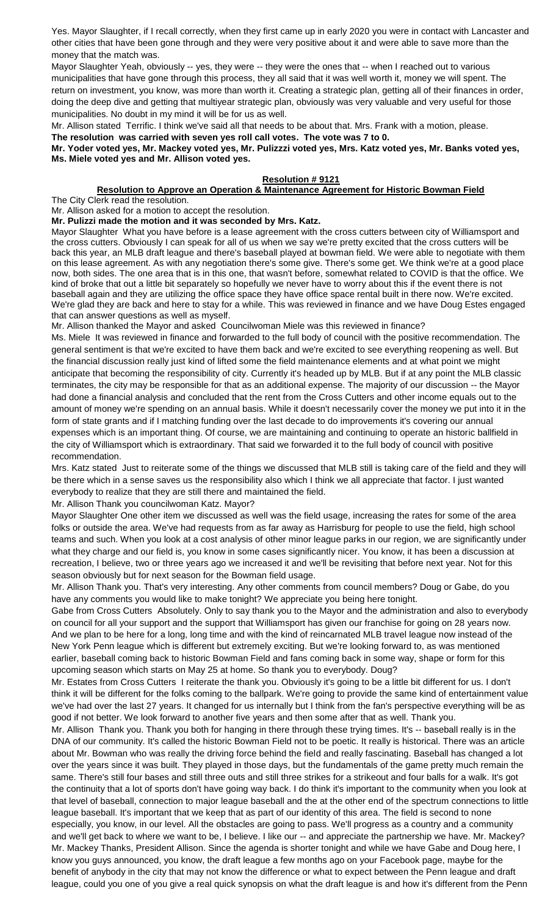Yes. Mayor Slaughter, if I recall correctly, when they first came up in early 2020 you were in contact with Lancaster and other cities that have been gone through and they were very positive about it and were able to save more than the money that the match was.

Mayor Slaughter Yeah, obviously -- yes, they were -- they were the ones that -- when I reached out to various municipalities that have gone through this process, they all said that it was well worth it, money we will spent. The return on investment, you know, was more than worth it. Creating a strategic plan, getting all of their finances in order, doing the deep dive and getting that multiyear strategic plan, obviously was very valuable and very useful for those municipalities. No doubt in my mind it will be for us as well.

Mr. Allison stated Terrific. I think we've said all that needs to be about that. Mrs. Frank with a motion, please.

**The resolution was carried with seven yes roll call votes. The vote was 7 to 0.**

**Mr. Yoder voted yes, Mr. Mackey voted yes, Mr. Pulizzzi voted yes, Mrs. Katz voted yes, Mr. Banks voted yes, Ms. Miele voted yes and Mr. Allison voted yes.**

**Resolution # 9121**

**Resolution to Approve an Operation & Maintenance Agreement for Historic Bowman Field**

The City Clerk read the resolution.

Mr. Allison asked for a motion to accept the resolution.

**Mr. Pulizzi made the motion and it was seconded by Mrs. Katz.**

Mayor Slaughter What you have before is a lease agreement with the cross cutters between city of Williamsport and the cross cutters. Obviously I can speak for all of us when we say we're pretty excited that the cross cutters will be back this year, an MLB draft league and there's baseball played at bowman field. We were able to negotiate with them on this lease agreement. As with any negotiation there's some give. There's some get. We think we're at a good place now, both sides. The one area that is in this one, that wasn't before, somewhat related to COVID is that the office. We kind of broke that out a little bit separately so hopefully we never have to worry about this if the event there is not baseball again and they are utilizing the office space they have office space rental built in there now. We're excited. We're glad they are back and here to stay for a while. This was reviewed in finance and we have Doug Estes engaged that can answer questions as well as myself.

Mr. Allison thanked the Mayor and asked Councilwoman Miele was this reviewed in finance?

Ms. Miele It was reviewed in finance and forwarded to the full body of council with the positive recommendation. The general sentiment is that we're excited to have them back and we're excited to see everything reopening as well. But the financial discussion really just kind of lifted some the field maintenance elements and at what point we might anticipate that becoming the responsibility of city. Currently it's headed up by MLB. But if at any point the MLB classic terminates, the city may be responsible for that as an additional expense. The majority of our discussion -- the Mayor had done a financial analysis and concluded that the rent from the Cross Cutters and other income equals out to the amount of money we're spending on an annual basis. While it doesn't necessarily cover the money we put into it in the form of state grants and if I matching funding over the last decade to do improvements it's covering our annual expenses which is an important thing. Of course, we are maintaining and continuing to operate an historic ballfield in the city of Williamsport which is extraordinary. That said we forwarded it to the full body of council with positive recommendation.

Mrs. Katz stated Just to reiterate some of the things we discussed that MLB still is taking care of the field and they will be there which in a sense saves us the responsibility also which I think we all appreciate that factor. I just wanted everybody to realize that they are still there and maintained the field.

Mr. Allison Thank you councilwoman Katz. Mayor?

Mayor Slaughter One other item we discussed as well was the field usage, increasing the rates for some of the area folks or outside the area. We've had requests from as far away as Harrisburg for people to use the field, high school teams and such. When you look at a cost analysis of other minor league parks in our region, we are significantly under what they charge and our field is, you know in some cases significantly nicer. You know, it has been a discussion at recreation, I believe, two or three years ago we increased it and we'll be revisiting that before next year. Not for this season obviously but for next season for the Bowman field usage.

Mr. Allison Thank you. That's very interesting. Any other comments from council members? Doug or Gabe, do you have any comments you would like to make tonight? We appreciate you being here tonight.

Gabe from Cross Cutters Absolutely. Only to say thank you to the Mayor and the administration and also to everybody on council for all your support and the support that Williamsport has given our franchise for going on 28 years now. And we plan to be here for a long, long time and with the kind of reincarnated MLB travel league now instead of the New York Penn league which is different but extremely exciting. But we're looking forward to, as was mentioned earlier, baseball coming back to historic Bowman Field and fans coming back in some way, shape or form for this upcoming season which starts on May 25 at home. So thank you to everybody. Doug?

Mr. Estates from Cross Cutters I reiterate the thank you. Obviously it's going to be a little bit different for us. I don't think it will be different for the folks coming to the ballpark. We're going to provide the same kind of entertainment value we've had over the last 27 years. It changed for us internally but I think from the fan's perspective everything will be as good if not better. We look forward to another five years and then some after that as well. Thank you.

Mr. Allison Thank you. Thank you both for hanging in there through these trying times. It's -- baseball really is in the DNA of our community. It's called the historic Bowman Field not to be poetic. It really is historical. There was an article about Mr. Bowman who was really the driving force behind the field and really fascinating. Baseball has changed a lot over the years since it was built. They played in those days, but the fundamentals of the game pretty much remain the same. There's still four bases and still three outs and still three strikes for a strikeout and four balls for a walk. It's got the continuity that a lot of sports don't have going way back. I do think it's important to the community when you look at that level of baseball, connection to major league baseball and the at the other end of the spectrum connections to little league baseball. It's important that we keep that as part of our identity of this area. The field is second to none especially, you know, in our level. All the obstacles are going to pass. We'll progress as a country and a community and we'll get back to where we want to be, I believe. I like our -- and appreciate the partnership we have. Mr. Mackey?

Mr. Mackey Thanks, President Allison. Since the agenda is shorter tonight and while we have Gabe and Doug here, I know you guys announced, you know, the draft league a few months ago on your Facebook page, maybe for the benefit of anybody in the city that may not know the difference or what to expect between the Penn league and draft league, could you one of you give a real quick synopsis on what the draft league is and how it's different from the Penn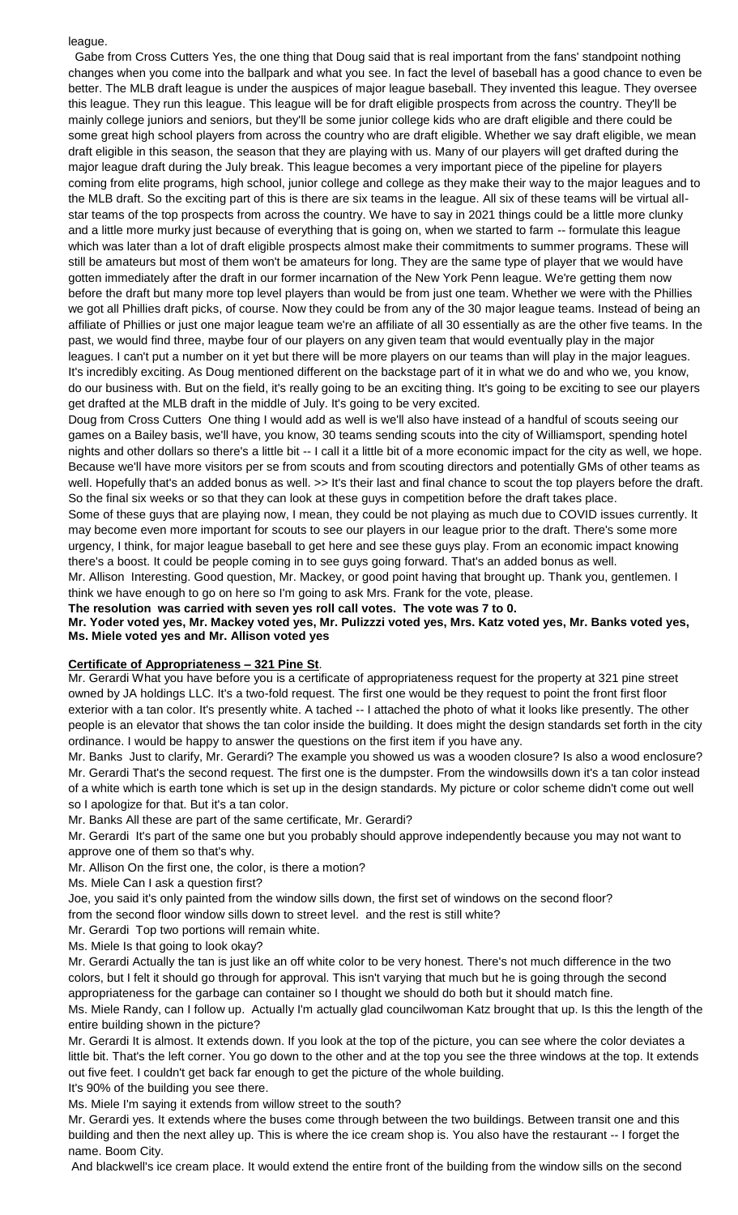league.

Gabe from Cross Cutters Yes, the one thing that Doug said that is real important from the fans' standpoint nothing changes when you come into the ballpark and what you see. In fact the level of baseball has a good chance to even be better. The MLB draft league is under the auspices of major league baseball. They invented this league. They oversee this league. They run this league. This league will be for draft eligible prospects from across the country. They'll be mainly college juniors and seniors, but they'll be some junior college kids who are draft eligible and there could be some great high school players from across the country who are draft eligible. Whether we say draft eligible, we mean draft eligible in this season, the season that they are playing with us. Many of our players will get drafted during the major league draft during the July break. This league becomes a very important piece of the pipeline for players coming from elite programs, high school, junior college and college as they make their way to the major leagues and to the MLB draft. So the exciting part of this is there are six teams in the league. All six of these teams will be virtual all-star teams of the top prospects from across the country. We have to say in 2021 things could be a little more clunky and a little more murky just because of everything that is going on, when we started to farm -- formulate this league which was later than a lot of draft eligible prospects almost made their commitments to summer programs. These will still be amateurs but most of them won't be amateurs for long. They are the same type of player that we would have gotten immediately after the draft in our former incarnation of the New York Penn league. We're getting them now before the draft but many more top level players than would be from just one team. Whether we were with the Phillies we got all Phillies draft picks, of course. Now they could be from any of the 30 major league teams. Instead of being an affiliate of Phillies or just one major league team we're an affiliate of all 30 essentially as are the other five teams. In the past, we would find three, maybe four of our players on any given team that would eventually play in the major leagues. I can't put a number on it yet but there will be more players on our teams than will play in the major leagues. It's incredibly exciting. As Doug mentioned different on the backstage part of it in what we do and who we, you know, do our business with. But on the field, it's really going to be an exciting thing. It's going to be exciting to see our players get drafted at the MLB draft in the middle of July. It's going to be very excited.

Doug from Cross Cutters One thing I would add as well is we'll also have instead of a handful of scouts seeing our games on a Bailey basis, we'll have, you know, 30 teams sending scouts into the city of Williamsport, spending hotel nights and other dollars so there's a little bit -- I call it a little bit of a more economic impact for the city as well, we hope. Because we'll have more visitors per se from scouts and from scouting directors and potentially GMs of other teams as well. Hopefully that's an added bonus as well. >> It's their last and final chance to scout the top players before the draft. So the final six weeks or so that they can look at these guys in competition before the draft takes place.

Some of these guys that are playing now, I mean, they could be not playing as much due to COVID issues currently. It may become even more important for scouts to see our players in our league prior to the draft. There's some more urgency, I think, for major league baseball to get here and see these guys play. From an economic impact knowing there's a boost. It could be people coming in to see guys going forward. That's an added bonus as well.

Mr. Allison Interesting. Good question, Mr. Mackey, or good point having that brought up. Thank you, gentlemen. I think we have enough to go on here so I'm going to ask Mrs. Frank for the vote, please.

**The resolution was carried with seven yes roll call votes. The vote was 7 to 0.**

**Mr. Yoder voted yes, Mr. Mackey voted yes, Mr. Pulizzzi voted yes, Mrs. Katz voted yes, Mr. Banks voted yes, Ms. Miele voted yes and Mr. Allison voted yes**

**Certificate of Appropriateness – 321 Pine St**.

Mr. Gerardi What you have before you is a certificate of appropriateness request for the property at 321 pine street owned by JA holdings LLC. It's a two-fold request. The first one would be they request to point the front first floor exterior with a tan color. It's presently white. A tached -- I attached the photo of what it looks like presently. The other people is an elevator that shows the tan color inside the building. It does might the design standards set forth in the city ordinance. I would be happy to answer the questions on the first item if you have any.

Mr. Banks Just to clarify, Mr. Gerardi? The example you showed us was a wooden closure? Is also a wood enclosure?

Mr. Gerardi That's the second request. The first one is the dumpster. From the windowsills down it's a tan color instead of a white which is earth tone which is set up in the design standards. My picture or color scheme didn't come out well so I apologize for that. But it's a tan color.

Mr. Banks All these are part of the same certificate, Mr. Gerardi?

Mr. Gerardi It's part of the same one but you probably should approve independently because you may not want to approve one of them so that's why.

Mr. Allison On the first one, the color, is there a motion?

Ms. Miele Can I ask a question first?

Joe, you said it's only painted from the window sills down, the first set of windows on the second floor?

from the second floor window sills down to street level. and the rest is still white?

Mr. Gerardi Top two portions will remain white.

Ms. Miele Is that going to look okay?

Mr. Gerardi Actually the tan is just like an off white color to be very honest. There's not much difference in the two colors, but I felt it should go through for approval. This isn't varying that much but he is going through the second appropriateness for the garbage can container so I thought we should do both but it should match fine.

Ms. Miele Randy, can I follow up. Actually I'm actually glad councilwoman Katz brought that up. Is this the length of the entire building shown in the picture?

Mr. Gerardi It is almost. It extends down. If you look at the top of the picture, you can see where the color deviates a little bit. That's the left corner. You go down to the other and at the top you see the three windows at the top. It extends out five feet. I couldn't get back far enough to get the picture of the whole building.

It's 90% of the building you see there.

Ms. Miele I'm saying it extends from willow street to the south?

Mr. Gerardi yes. It extends where the buses come through between the two buildings. Between transit one and this building and then the next alley up. This is where the ice cream shop is. You also have the restaurant -- I forget the name. Boom City.

And blackwell's ice cream place. It would extend the entire front of the building from the window sills on the second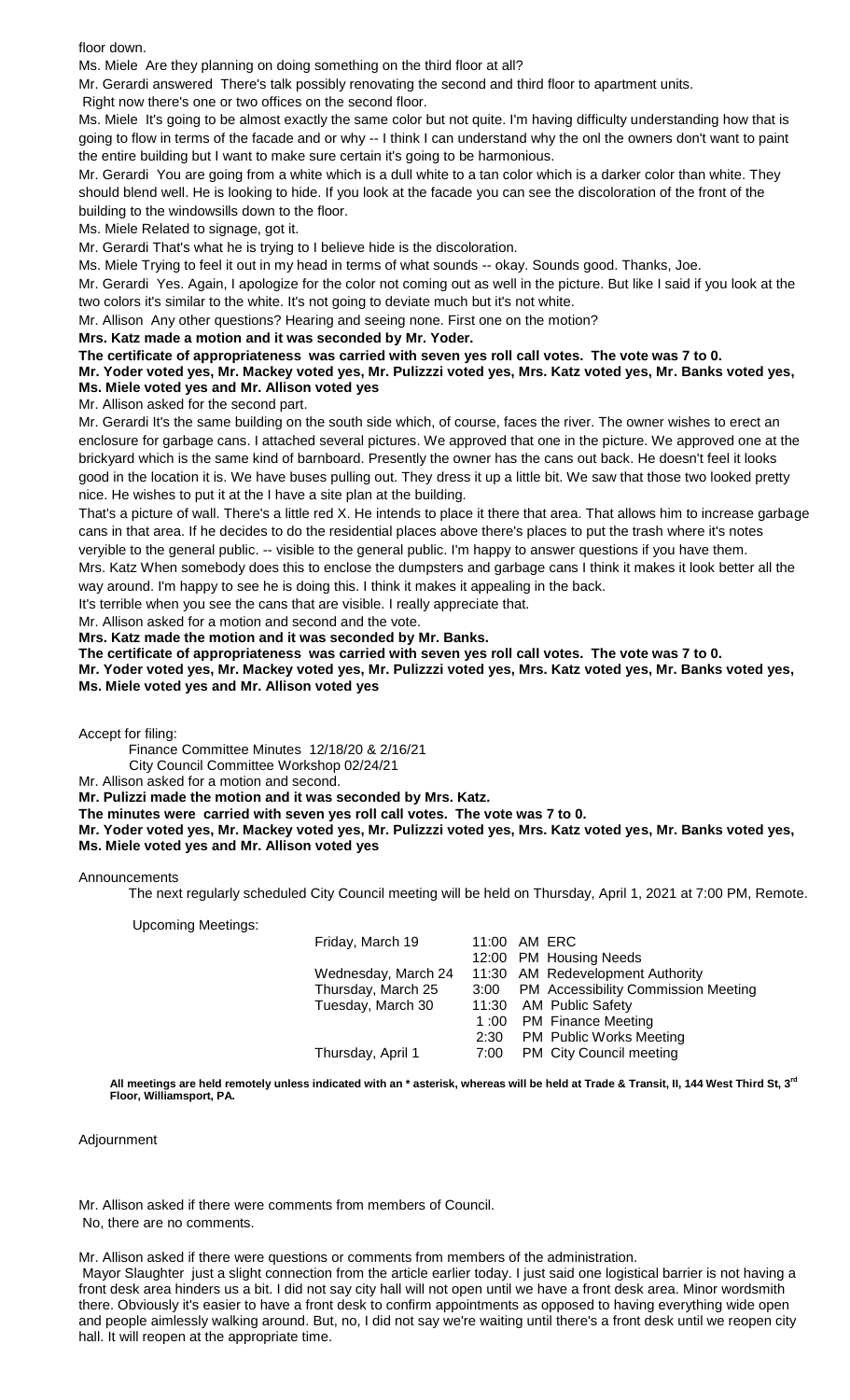floor down.

Ms. Miele Are they planning on doing something on the third floor at all?

Mr. Gerardi answered There's talk possibly renovating the second and third floor to apartment units.

Right now there's one or two offices on the second floor.

Ms. Miele It's going to be almost exactly the same color but not quite. I'm having difficulty understanding how that is going to flow in terms of the facade and or why -- I think I can understand why the onl the owners don't want to paint the entire building but I want to make sure certain it's going to be harmonious.

Mr. Gerardi You are going from a white which is a dull white to a tan color which is a darker color than white. They should blend well. He is looking to hide. If you look at the facade you can see the discoloration of the front of the building to the windowsills down to the floor.

Ms. Miele Related to signage, got it.

Mr. Gerardi That's what he is trying to I believe hide is the discoloration.

Ms. Miele Trying to feel it out in my head in terms of what sounds -- okay. Sounds good. Thanks, Joe.

Mr. Gerardi Yes. Again, I apologize for the color not coming out as well in the picture. But like I said if you look at the two colors it's similar to the white. It's not going to deviate much but it's not white.

Mr. Allison Any other questions? Hearing and seeing none. First one on the motion?

**Mrs. Katz made a motion and it was seconded by Mr. Yoder.**

**The certificate of appropriateness was carried with seven yes roll call votes. The vote was 7 to 0.**

**Mr. Yoder voted yes, Mr. Mackey voted yes, Mr. Pulizzzi voted yes, Mrs. Katz voted yes, Mr. Banks voted yes, Ms. Miele voted yes and Mr. Allison voted yes**

Mr. Allison asked for the second part.

Mr. Gerardi It's the same building on the south side which, of course, faces the river. The owner wishes to erect an enclosure for garbage cans. I attached several pictures. We approved that one in the picture. We approved one at the brickyard which is the same kind of barnboard. Presently the owner has the cans out back. He doesn't feel it looks good in the location it is. We have buses pulling out. They dress it up a little bit. We saw that those two looked pretty nice. He wishes to put it at the I have a site plan at the building.

That's a picture of wall. There's a little red X. He intends to place it there that area. That allows him to increase garbage cans in that area. If he decides to do the residential places above there's places to put the trash where it's notes veryible to the general public. -- visible to the general public. I'm happy to answer questions if you have them.

Mrs. Katz When somebody does this to enclose the dumpsters and garbage cans I think it makes it look better all the way around. I'm happy to see he is doing this. I think it makes it appealing in the back.

It's terrible when you see the cans that are visible. I really appreciate that.

Mr. Allison asked for a motion and second and the vote.

**Mrs. Katz made the motion and it was seconded by Mr. Banks.**

**The certificate of appropriateness was carried with seven yes roll call votes. The vote was 7 to 0.**

**Mr. Yoder voted yes, Mr. Mackey voted yes, Mr. Pulizzzi voted yes, Mrs. Katz voted yes, Mr. Banks voted yes, Ms. Miele voted yes and Mr. Allison voted yes**

Accept for filing:

Finance Committee Minutes 12/18/20 & 2/16/21

City Council Committee Workshop 02/24/21

Mr. Allison asked for a motion and second.

**Mr. Pulizzi made the motion and it was seconded by Mrs. Katz.**

**The minutes were carried with seven yes roll call votes. The vote was 7 to 0.**

**Mr. Yoder voted yes, Mr. Mackey voted yes, Mr. Pulizzzi voted yes, Mrs. Katz voted yes, Mr. Banks voted yes, Ms. Miele voted yes and Mr. Allison voted yes**

Announcements

The next regularly scheduled City Council meeting will be held on Thursday, April 1, 2021 at 7:00 PM, Remote.

Upcoming Meetings:

| | | |
|---|---|---|
| Friday, March 19 | 11:00 AM | ERC |
| | 12:00 PM | Housing Needs |
| Wednesday, March 24 | 11:30 AM | Redevelopment Authority |
| Thursday, March 25 | 3:00 PM | Accessibility Commission Meeting |
| Tuesday, March 30 | 11:30 AM | Public Safety |
| | 1 :00 PM | Finance Meeting |
| | 2:30 PM | Public Works Meeting |
| Thursday, April 1 | 7:00 PM | City Council meeting |

**All meetings are held remotely unless indicated with an * asterisk, whereas will be held at Trade & Transit, II, 144 West Third St, 3rd Floor, Williamsport, PA.**

Adjournment

Mr. Allison asked if there were comments from members of Council.

No, there are no comments.

Mr. Allison asked if there were questions or comments from members of the administration.

Mayor Slaughter just a slight connection from the article earlier today. I just said one logistical barrier is not having a front desk area hinders us a bit. I did not say city hall will not open until we have a front desk area. Minor wordsmith there. Obviously it's easier to have a front desk to confirm appointments as opposed to having everything wide open and people aimlessly walking around. But, no, I did not say we're waiting until there's a front desk until we reopen city hall. It will reopen at the appropriate time.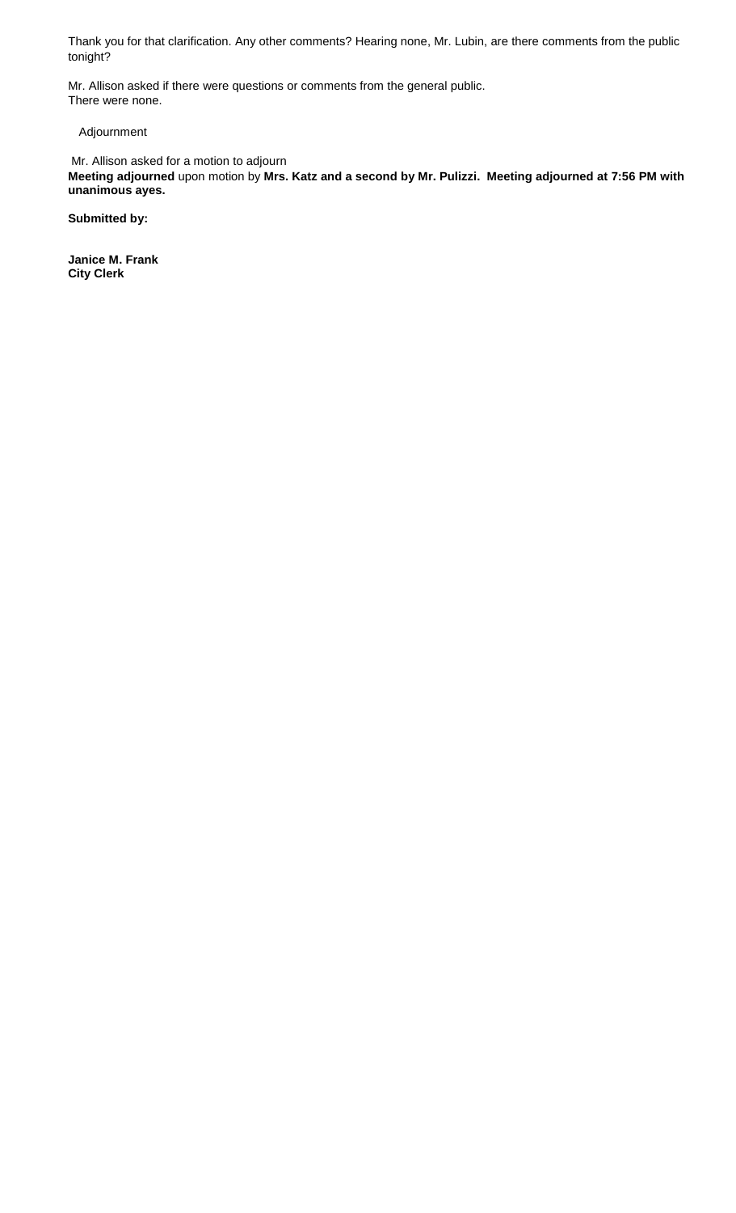Thank you for that clarification. Any other comments? Hearing none, Mr. Lubin, are there comments from the public tonight?

Mr. Allison asked if there were questions or comments from the general public.
There were none.

Adjournment

Mr. Allison asked for a motion to adjourn
**Meeting adjourned** upon motion by **Mrs. Katz and a second by Mr. Pulizzi. Meeting adjourned at 7:56 PM with unanimous ayes.**

**Submitted by:**

**Janice M. Frank**
**City Clerk**